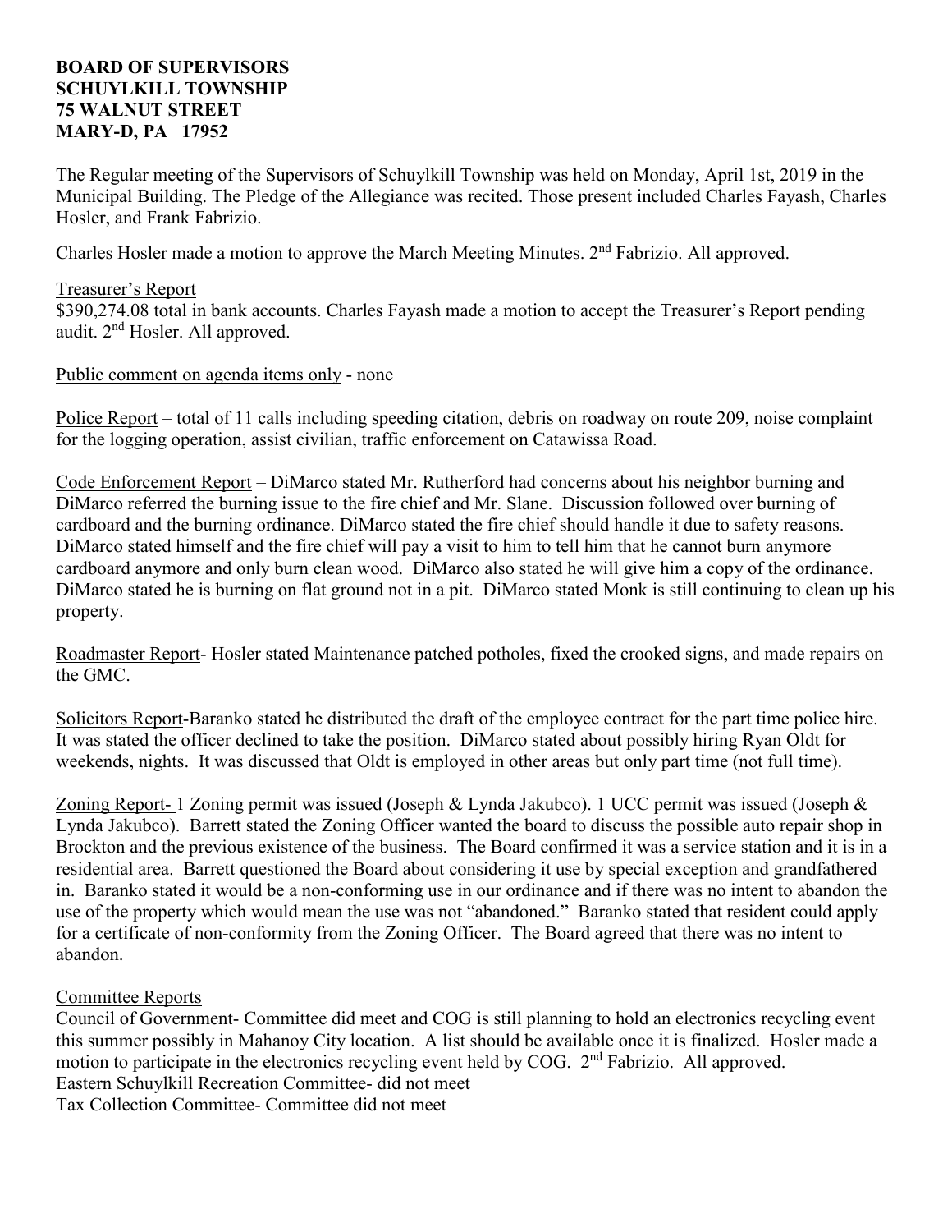**BOARD OF SUPERVISORS**
**SCHUYLKILL TOWNSHIP**
**75 WALNUT STREET**
**MARY-D, PA 17952**

The Regular meeting of the Supervisors of Schuylkill Township was held on Monday, April 1st, 2019 in the Municipal Building. The Pledge of the Allegiance was recited. Those present included Charles Fayash, Charles Hosler, and Frank Fabrizio.

Charles Hosler made a motion to approve the March Meeting Minutes. 2nd Fabrizio. All approved.

Treasurer's Report
$390,274.08 total in bank accounts. Charles Fayash made a motion to accept the Treasurer's Report pending audit. 2nd Hosler. All approved.

Public comment on agenda items only - none

Police Report – total of 11 calls including speeding citation, debris on roadway on route 209, noise complaint for the logging operation, assist civilian, traffic enforcement on Catawissa Road.

Code Enforcement Report – DiMarco stated Mr. Rutherford had concerns about his neighbor burning and DiMarco referred the burning issue to the fire chief and Mr. Slane. Discussion followed over burning of cardboard and the burning ordinance. DiMarco stated the fire chief should handle it due to safety reasons. DiMarco stated himself and the fire chief will pay a visit to him to tell him that he cannot burn anymore cardboard anymore and only burn clean wood. DiMarco also stated he will give him a copy of the ordinance. DiMarco stated he is burning on flat ground not in a pit. DiMarco stated Monk is still continuing to clean up his property.

Roadmaster Report- Hosler stated Maintenance patched potholes, fixed the crooked signs, and made repairs on the GMC.

Solicitors Report-Baranko stated he distributed the draft of the employee contract for the part time police hire. It was stated the officer declined to take the position. DiMarco stated about possibly hiring Ryan Oldt for weekends, nights. It was discussed that Oldt is employed in other areas but only part time (not full time).

Zoning Report- 1 Zoning permit was issued (Joseph & Lynda Jakubco). 1 UCC permit was issued (Joseph & Lynda Jakubco). Barrett stated the Zoning Officer wanted the board to discuss the possible auto repair shop in Brockton and the previous existence of the business. The Board confirmed it was a service station and it is in a residential area. Barrett questioned the Board about considering it use by special exception and grandfathered in. Baranko stated it would be a non-conforming use in our ordinance and if there was no intent to abandon the use of the property which would mean the use was not "abandoned." Baranko stated that resident could apply for a certificate of non-conformity from the Zoning Officer. The Board agreed that there was no intent to abandon.

Committee Reports
Council of Government- Committee did meet and COG is still planning to hold an electronics recycling event this summer possibly in Mahanoy City location. A list should be available once it is finalized. Hosler made a motion to participate in the electronics recycling event held by COG. 2nd Fabrizio. All approved.
Eastern Schuylkill Recreation Committee- did not meet
Tax Collection Committee- Committee did not meet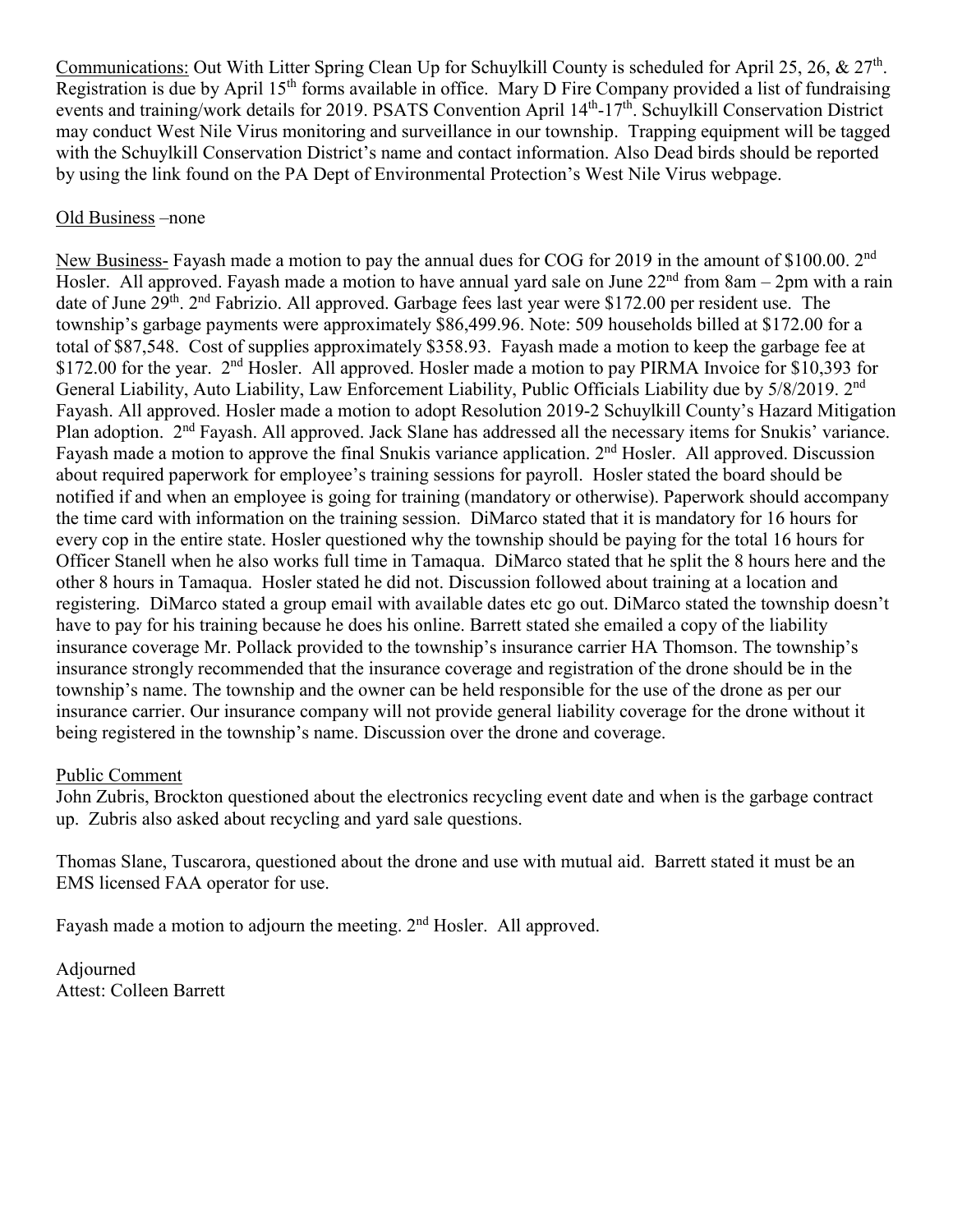Communications: Out With Litter Spring Clean Up for Schuylkill County is scheduled for April 25, 26, & 27th. Registration is due by April 15th forms available in office. Mary D Fire Company provided a list of fundraising events and training/work details for 2019. PSATS Convention April 14th-17th. Schuylkill Conservation District may conduct West Nile Virus monitoring and surveillance in our township. Trapping equipment will be tagged with the Schuylkill Conservation District's name and contact information. Also Dead birds should be reported by using the link found on the PA Dept of Environmental Protection's West Nile Virus webpage.

Old Business –none

New Business- Fayash made a motion to pay the annual dues for COG for 2019 in the amount of $100.00. 2nd Hosler. All approved. Fayash made a motion to have annual yard sale on June 22nd from 8am – 2pm with a rain date of June 29th. 2nd Fabrizio. All approved. Garbage fees last year were $172.00 per resident use. The township's garbage payments were approximately $86,499.96. Note: 509 households billed at $172.00 for a total of $87,548. Cost of supplies approximately $358.93. Fayash made a motion to keep the garbage fee at $172.00 for the year. 2nd Hosler. All approved. Hosler made a motion to pay PIRMA Invoice for $10,393 for General Liability, Auto Liability, Law Enforcement Liability, Public Officials Liability due by 5/8/2019. 2nd Fayash. All approved. Hosler made a motion to adopt Resolution 2019-2 Schuylkill County's Hazard Mitigation Plan adoption. 2nd Fayash. All approved. Jack Slane has addressed all the necessary items for Snukis' variance. Fayash made a motion to approve the final Snukis variance application. 2nd Hosler. All approved. Discussion about required paperwork for employee's training sessions for payroll. Hosler stated the board should be notified if and when an employee is going for training (mandatory or otherwise). Paperwork should accompany the time card with information on the training session. DiMarco stated that it is mandatory for 16 hours for every cop in the entire state. Hosler questioned why the township should be paying for the total 16 hours for Officer Stanell when he also works full time in Tamaqua. DiMarco stated that he split the 8 hours here and the other 8 hours in Tamaqua. Hosler stated he did not. Discussion followed about training at a location and registering. DiMarco stated a group email with available dates etc go out. DiMarco stated the township doesn't have to pay for his training because he does his online. Barrett stated she emailed a copy of the liability insurance coverage Mr. Pollack provided to the township's insurance carrier HA Thomson. The township's insurance strongly recommended that the insurance coverage and registration of the drone should be in the township's name. The township and the owner can be held responsible for the use of the drone as per our insurance carrier. Our insurance company will not provide general liability coverage for the drone without it being registered in the township's name. Discussion over the drone and coverage.

Public Comment

John Zubris, Brockton questioned about the electronics recycling event date and when is the garbage contract up. Zubris also asked about recycling and yard sale questions.

Thomas Slane, Tuscarora, questioned about the drone and use with mutual aid. Barrett stated it must be an EMS licensed FAA operator for use.

Fayash made a motion to adjourn the meeting. 2nd Hosler. All approved.

Adjourned
Attest: Colleen Barrett